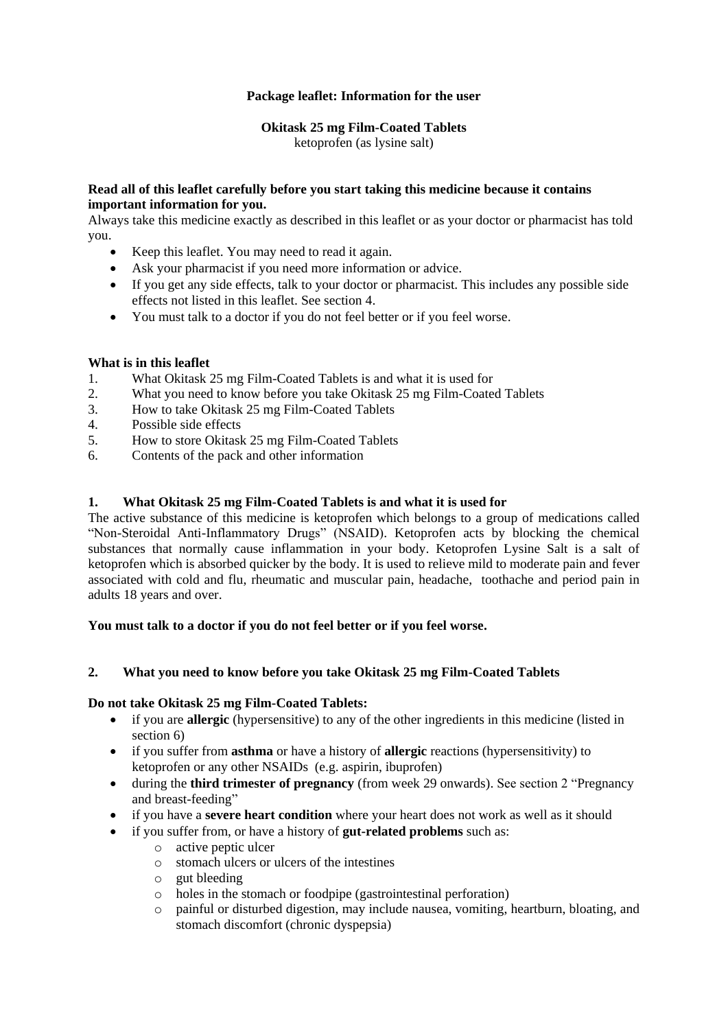**Package leaflet: Information for the user**

**Okitask 25 mg Film-Coated Tablets**
ketoprofen (as lysine salt)

**Read all of this leaflet carefully before you start taking this medicine because it contains important information for you.**
Always take this medicine exactly as described in this leaflet or as your doctor or pharmacist has told you.

- Keep this leaflet. You may need to read it again.
- Ask your pharmacist if you need more information or advice.
- If you get any side effects, talk to your doctor or pharmacist. This includes any possible side effects not listed in this leaflet. See section 4.
- You must talk to a doctor if you do not feel better or if you feel worse.

**What is in this leaflet**

1. What Okitask 25 mg Film-Coated Tablets is and what it is used for
2. What you need to know before you take Okitask 25 mg Film-Coated Tablets
3. How to take Okitask 25 mg Film-Coated Tablets
4. Possible side effects
5. How to store Okitask 25 mg Film-Coated Tablets
6. Contents of the pack and other information

## 1. What Okitask 25 mg Film-Coated Tablets is and what it is used for

The active substance of this medicine is ketoprofen which belongs to a group of medications called "Non-Steroidal Anti-Inflammatory Drugs" (NSAID). Ketoprofen acts by blocking the chemical substances that normally cause inflammation in your body. Ketoprofen Lysine Salt is a salt of ketoprofen which is absorbed quicker by the body. It is used to relieve mild to moderate pain and fever associated with cold and flu, rheumatic and muscular pain, headache, toothache and period pain in adults 18 years and over.

**You must talk to a doctor if you do not feel better or if you feel worse.**

## 2. What you need to know before you take Okitask 25 mg Film-Coated Tablets

**Do not take Okitask 25 mg Film-Coated Tablets:**

- if you are **allergic** (hypersensitive) to any of the other ingredients in this medicine (listed in section 6)
- if you suffer from **asthma** or have a history of **allergic** reactions (hypersensitivity) to ketoprofen or any other NSAIDs (e.g. aspirin, ibuprofen)
- during the **third trimester of pregnancy** (from week 29 onwards). See section 2 "Pregnancy and breast-feeding"
- if you have a **severe heart condition** where your heart does not work as well as it should
- if you suffer from, or have a history of **gut-related problems** such as:
  - active peptic ulcer
  - stomach ulcers or ulcers of the intestines
  - gut bleeding
  - holes in the stomach or foodpipe (gastrointestinal perforation)
  - painful or disturbed digestion, may include nausea, vomiting, heartburn, bloating, and stomach discomfort (chronic dyspepsia)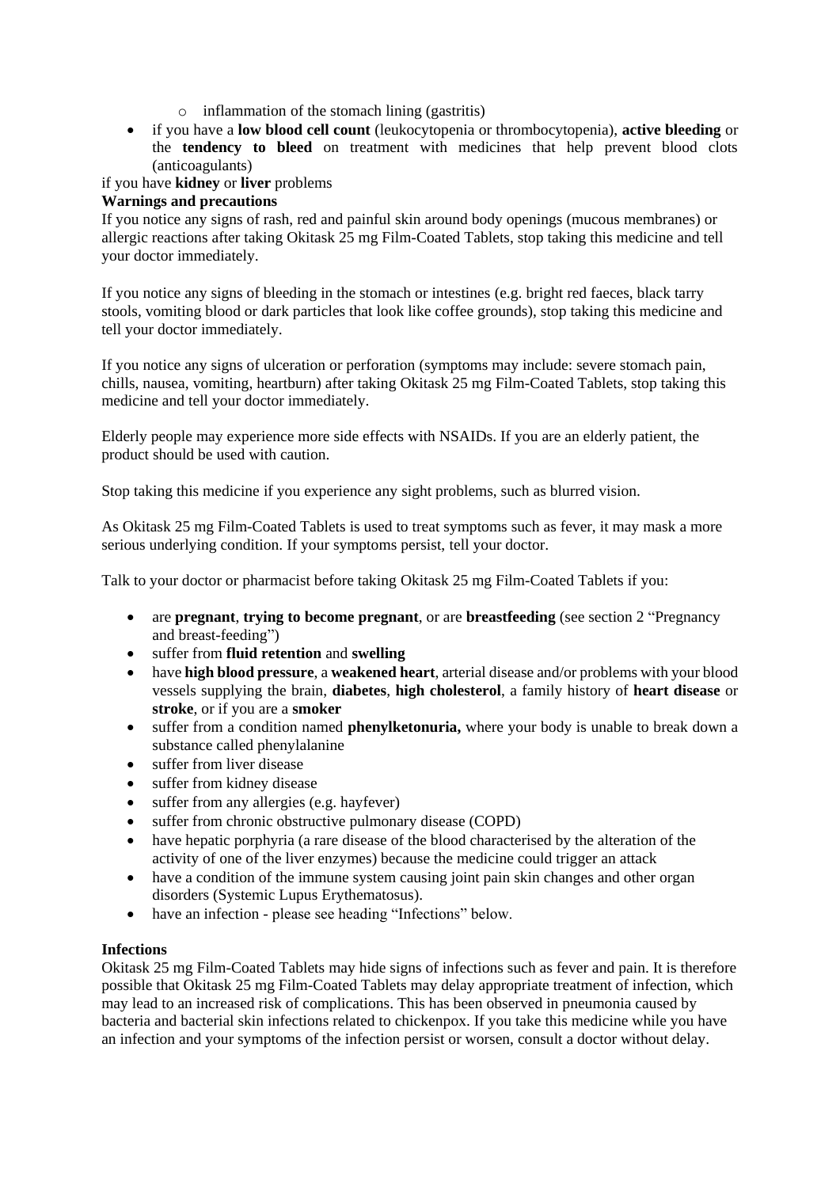- inflammation of the stomach lining (gastritis)
- if you have a **low blood cell count** (leukocytopenia or thrombocytopenia), **active bleeding** or the **tendency to bleed** on treatment with medicines that help prevent blood clots (anticoagulants)

if you have **kidney** or **liver** problems

**Warnings and precautions**

If you notice any signs of rash, red and painful skin around body openings (mucous membranes) or allergic reactions after taking Okitask 25 mg Film-Coated Tablets, stop taking this medicine and tell your doctor immediately.

If you notice any signs of bleeding in the stomach or intestines (e.g. bright red faeces, black tarry stools, vomiting blood or dark particles that look like coffee grounds), stop taking this medicine and tell your doctor immediately.

If you notice any signs of ulceration or perforation (symptoms may include: severe stomach pain, chills, nausea, vomiting, heartburn) after taking Okitask 25 mg Film-Coated Tablets, stop taking this medicine and tell your doctor immediately.

Elderly people may experience more side effects with NSAIDs. If you are an elderly patient, the product should be used with caution.

Stop taking this medicine if you experience any sight problems, such as blurred vision.

As Okitask 25 mg Film-Coated Tablets is used to treat symptoms such as fever, it may mask a more serious underlying condition. If your symptoms persist, tell your doctor.

Talk to your doctor or pharmacist before taking Okitask 25 mg Film-Coated Tablets if you:

- are **pregnant**, **trying to become pregnant**, or are **breastfeeding** (see section 2 "Pregnancy and breast-feeding")
- suffer from **fluid retention** and **swelling**
- have **high blood pressure**, a **weakened heart**, arterial disease and/or problems with your blood vessels supplying the brain, **diabetes**, **high cholesterol**, a family history of **heart disease** or **stroke**, or if you are a **smoker**
- suffer from a condition named **phenylketonuria,** where your body is unable to break down a substance called phenylalanine
- suffer from liver disease
- suffer from kidney disease
- suffer from any allergies (e.g. hayfever)
- suffer from chronic obstructive pulmonary disease (COPD)
- have hepatic porphyria (a rare disease of the blood characterised by the alteration of the activity of one of the liver enzymes) because the medicine could trigger an attack
- have a condition of the immune system causing joint pain skin changes and other organ disorders (Systemic Lupus Erythematosus).
- have an infection - please see heading "Infections" below.

**Infections**

Okitask 25 mg Film-Coated Tablets may hide signs of infections such as fever and pain. It is therefore possible that Okitask 25 mg Film-Coated Tablets may delay appropriate treatment of infection, which may lead to an increased risk of complications. This has been observed in pneumonia caused by bacteria and bacterial skin infections related to chickenpox. If you take this medicine while you have an infection and your symptoms of the infection persist or worsen, consult a doctor without delay.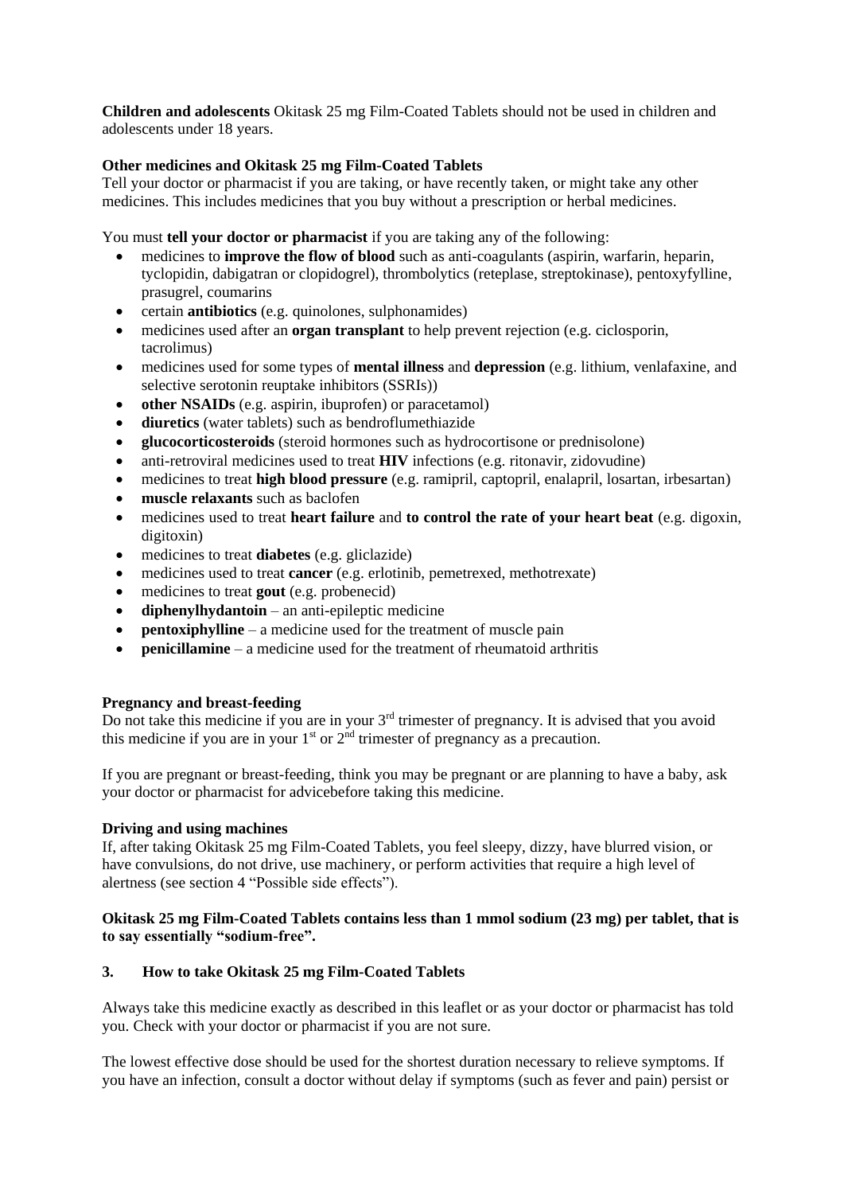**Children and adolescents** Okitask 25 mg Film-Coated Tablets should not be used in children and adolescents under 18 years.

**Other medicines and Okitask 25 mg Film-Coated Tablets**
Tell your doctor or pharmacist if you are taking, or have recently taken, or might take any other medicines. This includes medicines that you buy without a prescription or herbal medicines.

You must **tell your doctor or pharmacist** if you are taking any of the following:

- medicines to **improve the flow of blood** such as anti-coagulants (aspirin, warfarin, heparin, tyclopidin, dabigatran or clopidogrel), thrombolytics (reteplase, streptokinase), pentoxyfylline, prasugrel, coumarins
- certain **antibiotics** (e.g. quinolones, sulphonamides)
- medicines used after an **organ transplant** to help prevent rejection (e.g. ciclosporin, tacrolimus)
- medicines used for some types of **mental illness** and **depression** (e.g. lithium, venlafaxine, and selective serotonin reuptake inhibitors (SSRIs))
- **other NSAIDs** (e.g. aspirin, ibuprofen) or paracetamol)
- **diuretics** (water tablets) such as bendroflumethiazide
- **glucocorticosteroids** (steroid hormones such as hydrocortisone or prednisolone)
- anti-retroviral medicines used to treat **HIV** infections (e.g. ritonavir, zidovudine)
- medicines to treat **high blood pressure** (e.g. ramipril, captopril, enalapril, losartan, irbesartan)
- **muscle relaxants** such as baclofen
- medicines used to treat **heart failure** and **to control the rate of your heart beat** (e.g. digoxin, digitoxin)
- medicines to treat **diabetes** (e.g. gliclazide)
- medicines used to treat **cancer** (e.g. erlotinib, pemetrexed, methotrexate)
- medicines to treat **gout** (e.g. probenecid)
- **diphenylhydantoin** – an anti-epileptic medicine
- **pentoxiphylline** – a medicine used for the treatment of muscle pain
- **penicillamine** – a medicine used for the treatment of rheumatoid arthritis

**Pregnancy and breast-feeding**
Do not take this medicine if you are in your 3rd trimester of pregnancy. It is advised that you avoid this medicine if you are in your 1st or 2nd trimester of pregnancy as a precaution.

If you are pregnant or breast-feeding, think you may be pregnant or are planning to have a baby, ask your doctor or pharmacist for advicebefore taking this medicine.

**Driving and using machines**
If, after taking Okitask 25 mg Film-Coated Tablets, you feel sleepy, dizzy, have blurred vision, or have convulsions, do not drive, use machinery, or perform activities that require a high level of alertness (see section 4 “Possible side effects”).

**Okitask 25 mg Film-Coated Tablets contains less than 1 mmol sodium (23 mg) per tablet, that is to say essentially “sodium-free”.**

## 3. How to take Okitask 25 mg Film-Coated Tablets

Always take this medicine exactly as described in this leaflet or as your doctor or pharmacist has told you. Check with your doctor or pharmacist if you are not sure.

The lowest effective dose should be used for the shortest duration necessary to relieve symptoms. If you have an infection, consult a doctor without delay if symptoms (such as fever and pain) persist or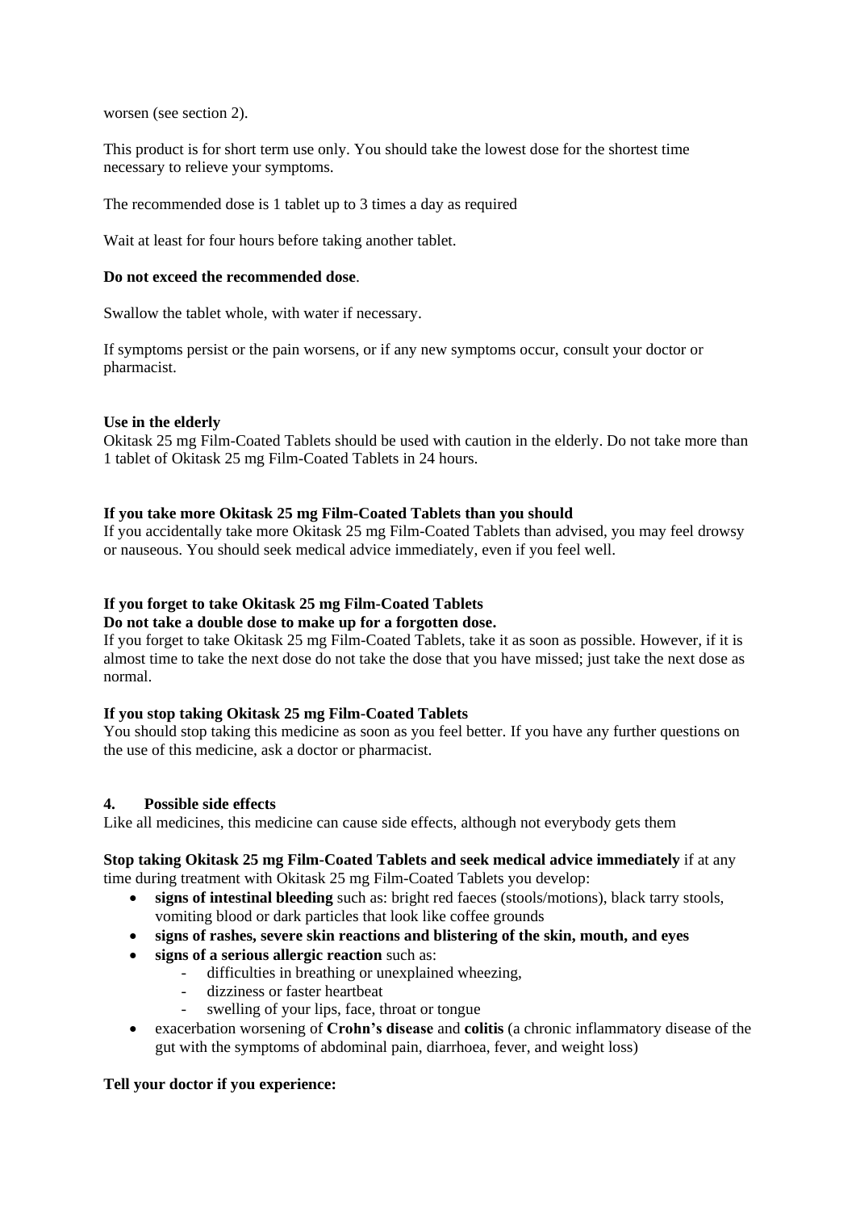worsen (see section 2).

This product is for short term use only. You should take the lowest dose for the shortest time necessary to relieve your symptoms.

The recommended dose is 1 tablet up to 3 times a day as required

Wait at least for four hours before taking another tablet.

**Do not exceed the recommended dose**.

Swallow the tablet whole, with water if necessary.

If symptoms persist or the pain worsens, or if any new symptoms occur, consult your doctor or pharmacist.

**Use in the elderly**

Okitask 25 mg Film-Coated Tablets should be used with caution in the elderly. Do not take more than 1 tablet of Okitask 25 mg Film-Coated Tablets in 24 hours.

**If you take more Okitask 25 mg Film-Coated Tablets than you should**

If you accidentally take more Okitask 25 mg Film-Coated Tablets than advised, you may feel drowsy or nauseous. You should seek medical advice immediately, even if you feel well.

**If you forget to take Okitask 25 mg Film-Coated Tablets**

**Do not take a double dose to make up for a forgotten dose.**

If you forget to take Okitask 25 mg Film-Coated Tablets, take it as soon as possible. However, if it is almost time to take the next dose do not take the dose that you have missed; just take the next dose as normal.

**If you stop taking Okitask 25 mg Film-Coated Tablets**

You should stop taking this medicine as soon as you feel better. If you have any further questions on the use of this medicine, ask a doctor or pharmacist.

## 4. Possible side effects

Like all medicines, this medicine can cause side effects, although not everybody gets them

**Stop taking Okitask 25 mg Film-Coated Tablets and seek medical advice immediately** if at any time during treatment with Okitask 25 mg Film-Coated Tablets you develop:

- **signs of intestinal bleeding** such as: bright red faeces (stools/motions), black tarry stools, vomiting blood or dark particles that look like coffee grounds
- **signs of rashes, severe skin reactions and blistering of the skin, mouth, and eyes**
- **signs of a serious allergic reaction** such as:
    - difficulties in breathing or unexplained wheezing,
    - dizziness or faster heartbeat
    - swelling of your lips, face, throat or tongue
- exacerbation worsening of **Crohn's disease** and **colitis** (a chronic inflammatory disease of the gut with the symptoms of abdominal pain, diarrhoea, fever, and weight loss)

**Tell your doctor if you experience:**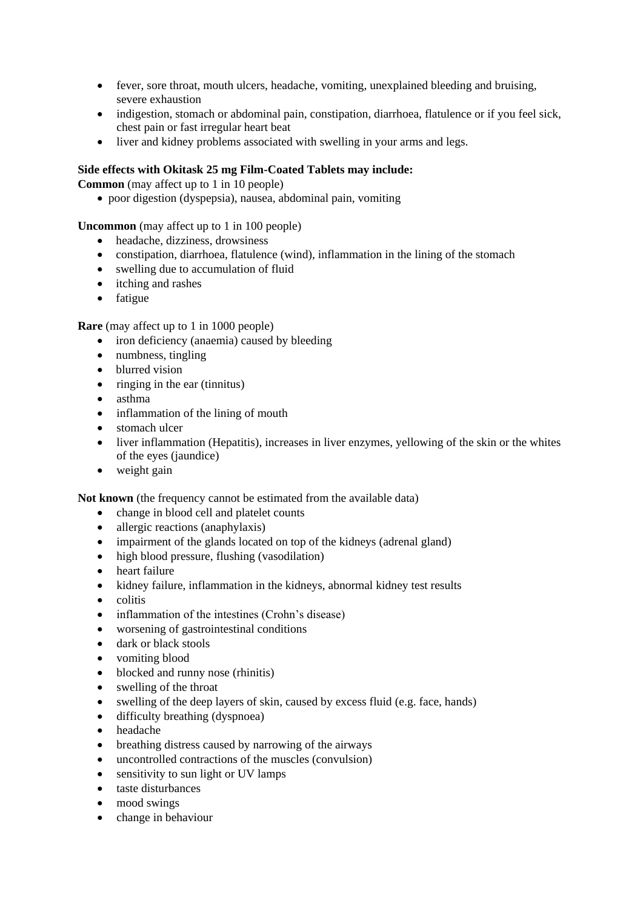- fever, sore throat, mouth ulcers, headache, vomiting, unexplained bleeding and bruising, severe exhaustion
- indigestion, stomach or abdominal pain, constipation, diarrhoea, flatulence or if you feel sick, chest pain or fast irregular heart beat
- liver and kidney problems associated with swelling in your arms and legs.

**Side effects with Okitask 25 mg Film-Coated Tablets may include:**

**Common** (may affect up to 1 in 10 people)

- poor digestion (dyspepsia), nausea, abdominal pain, vomiting

**Uncommon** (may affect up to 1 in 100 people)

- headache, dizziness, drowsiness
- constipation, diarrhoea, flatulence (wind), inflammation in the lining of the stomach
- swelling due to accumulation of fluid
- itching and rashes
- fatigue

**Rare** (may affect up to 1 in 1000 people)

- iron deficiency (anaemia) caused by bleeding
- numbness, tingling
- blurred vision
- ringing in the ear (tinnitus)
- asthma
- inflammation of the lining of mouth
- stomach ulcer
- liver inflammation (Hepatitis), increases in liver enzymes, yellowing of the skin or the whites of the eyes (jaundice)
- weight gain

**Not known** (the frequency cannot be estimated from the available data)

- change in blood cell and platelet counts
- allergic reactions (anaphylaxis)
- impairment of the glands located on top of the kidneys (adrenal gland)
- high blood pressure, flushing (vasodilation)
- heart failure
- kidney failure, inflammation in the kidneys, abnormal kidney test results
- colitis
- inflammation of the intestines (Crohn's disease)
- worsening of gastrointestinal conditions
- dark or black stools
- vomiting blood
- blocked and runny nose (rhinitis)
- swelling of the throat
- swelling of the deep layers of skin, caused by excess fluid (e.g. face, hands)
- difficulty breathing (dyspnoea)
- headache
- breathing distress caused by narrowing of the airways
- uncontrolled contractions of the muscles (convulsion)
- sensitivity to sun light or UV lamps
- taste disturbances
- mood swings
- change in behaviour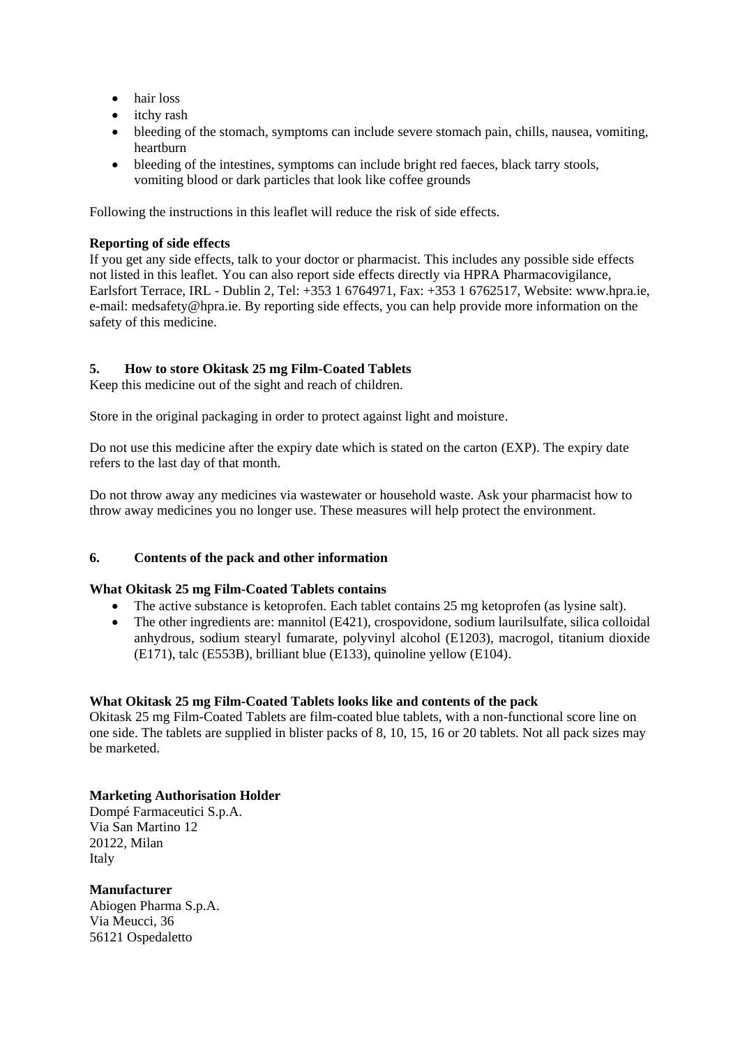- hair loss
- itchy rash
- bleeding of the stomach, symptoms can include severe stomach pain, chills, nausea, vomiting, heartburn
- bleeding of the intestines, symptoms can include bright red faeces, black tarry stools, vomiting blood or dark particles that look like coffee grounds

Following the instructions in this leaflet will reduce the risk of side effects.

**Reporting of side effects**

If you get any side effects, talk to your doctor or pharmacist. This includes any possible side effects not listed in this leaflet. You can also report side effects directly via HPRA Pharmacovigilance, Earlsfort Terrace, IRL - Dublin 2, Tel: +353 1 6764971, Fax: +353 1 6762517, Website: www.hpra.ie, e-mail: medsafety@hpra.ie. By reporting side effects, you can help provide more information on the safety of this medicine.

## 5. How to store Okitask 25 mg Film-Coated Tablets

Keep this medicine out of the sight and reach of children.

Store in the original packaging in order to protect against light and moisture.

Do not use this medicine after the expiry date which is stated on the carton (EXP). The expiry date refers to the last day of that month.

Do not throw away any medicines via wastewater or household waste. Ask your pharmacist how to throw away medicines you no longer use. These measures will help protect the environment.

## 6. Contents of the pack and other information

**What Okitask 25 mg Film-Coated Tablets contains**

- The active substance is ketoprofen. Each tablet contains 25 mg ketoprofen (as lysine salt).
- The other ingredients are: mannitol (E421), crospovidone, sodium laurilsulfate, silica colloidal anhydrous, sodium stearyl fumarate, polyvinyl alcohol (E1203), macrogol, titanium dioxide (E171), talc (E553B), brilliant blue (E133), quinoline yellow (E104).

**What Okitask 25 mg Film-Coated Tablets looks like and contents of the pack**

Okitask 25 mg Film-Coated Tablets are film-coated blue tablets, with a non-functional score line on one side. The tablets are supplied in blister packs of 8, 10, 15, 16 or 20 tablets. Not all pack sizes may be marketed.

**Marketing Authorisation Holder**

Dompé Farmaceutici S.p.A.
Via San Martino 12
20122, Milan
Italy

**Manufacturer**

Abiogen Pharma S.p.A.
Via Meucci, 36
56121 Ospedaletto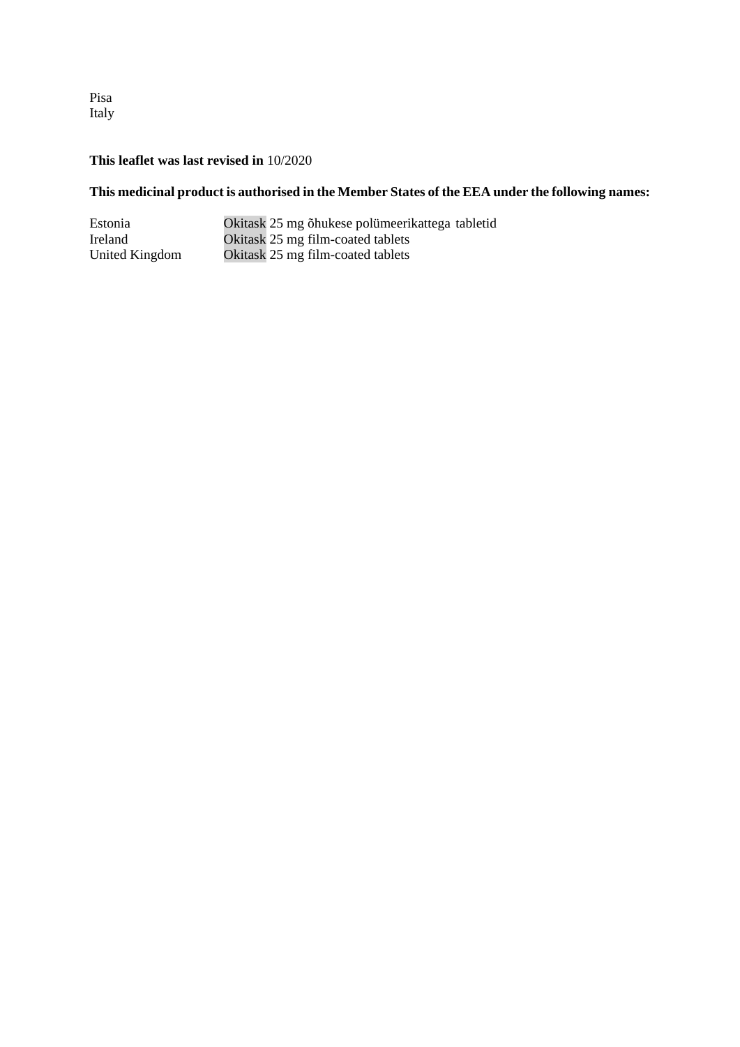Pisa
Italy

**This leaflet was last revised in** 10/2020

**This medicinal product is authorised in the Member States of the EEA under the following names:**

| | |
|---|---|
| Estonia | Okitask 25 mg õhukese polümeerikattega tabletid |
| Ireland | Okitask 25 mg film-coated tablets |
| United Kingdom | Okitask 25 mg film-coated tablets |